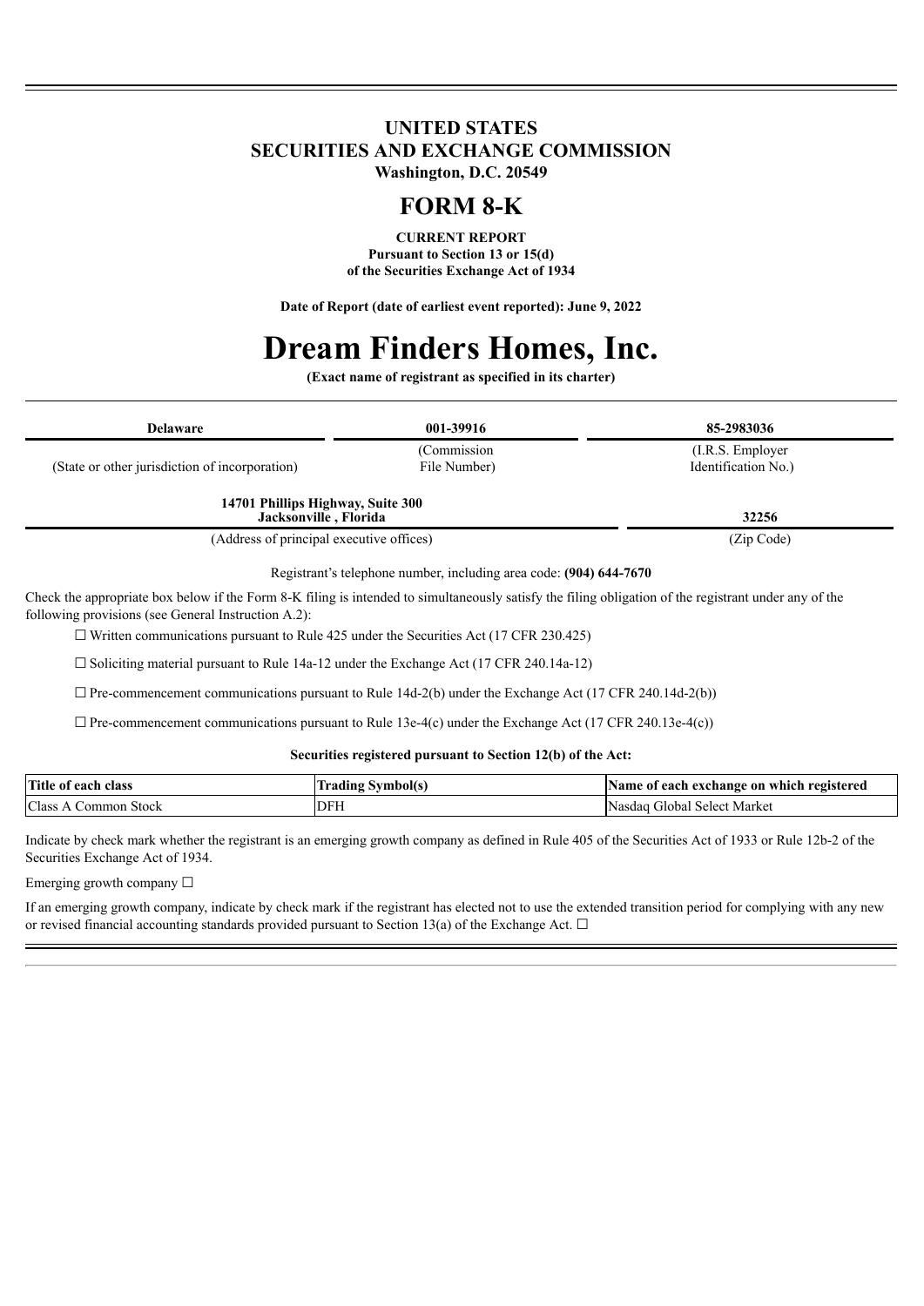# UNITED STATES
# SECURITIES AND EXCHANGE COMMISSION

**Washington, D.C. 20549**

# FORM 8-K

**CURRENT REPORT**
**Pursuant to Section 13 or 15(d)**
**of the Securities Exchange Act of 1934**

**Date of Report (date of earliest event reported): June 9, 2022**

# Dream Finders Homes, Inc.

**(Exact name of registrant as specified in its charter)**

| **Delaware** | **001-39916** | **85-2983036** |
|---|---|---|
| (State or other jurisdiction of incorporation) | (Commission File Number) | (I.R.S. Employer Identification No.) |

| **14701 Phillips Highway, Suite 300 Jacksonville , Florida** | **32256** |
|---|---|
| (Address of principal executive offices) | (Zip Code) |

Registrant's telephone number, including area code: **(904) 644-7670**

Check the appropriate box below if the Form 8-K filing is intended to simultaneously satisfy the filing obligation of the registrant under any of the following provisions (see General Instruction A.2):

☐ Written communications pursuant to Rule 425 under the Securities Act (17 CFR 230.425)

☐ Soliciting material pursuant to Rule 14a-12 under the Exchange Act (17 CFR 240.14a-12)

☐ Pre-commencement communications pursuant to Rule 14d-2(b) under the Exchange Act (17 CFR 240.14d-2(b))

☐ Pre-commencement communications pursuant to Rule 13e-4(c) under the Exchange Act (17 CFR 240.13e-4(c))

**Securities registered pursuant to Section 12(b) of the Act:**

| Title of each class | Trading Symbol(s) | Name of each exchange on which registered |
|---|---|---|
| Class A Common Stock | DFH | Nasdaq Global Select Market |

Indicate by check mark whether the registrant is an emerging growth company as defined in Rule 405 of the Securities Act of 1933 or Rule 12b-2 of the Securities Exchange Act of 1934.

Emerging growth company ☐

If an emerging growth company, indicate by check mark if the registrant has elected not to use the extended transition period for complying with any new or revised financial accounting standards provided pursuant to Section 13(a) of the Exchange Act. ☐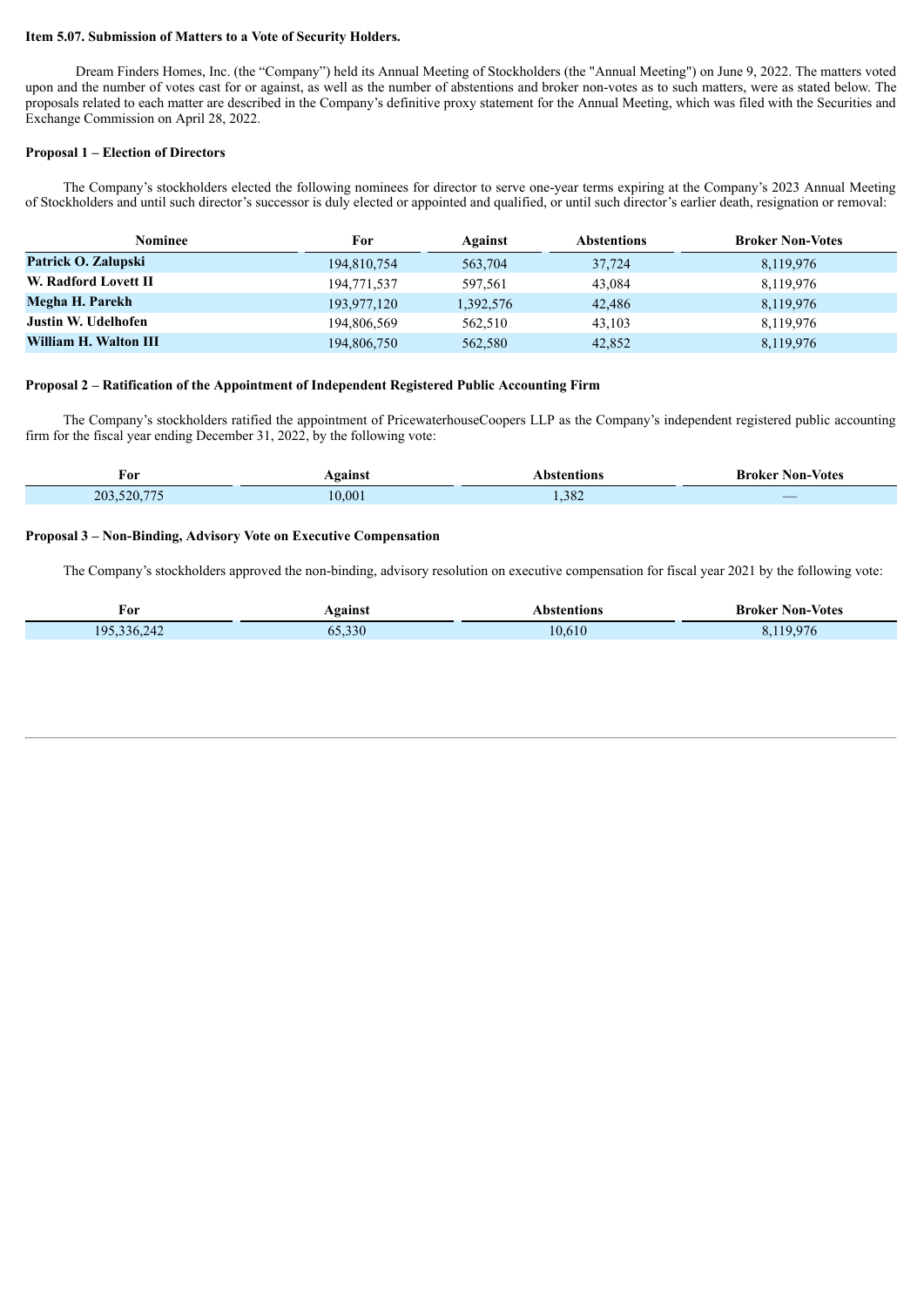**Item 5.07. Submission of Matters to a Vote of Security Holders.**

Dream Finders Homes, Inc. (the "Company") held its Annual Meeting of Stockholders (the "Annual Meeting") on June 9, 2022. The matters voted upon and the number of votes cast for or against, as well as the number of abstentions and broker non-votes as to such matters, were as stated below. The proposals related to each matter are described in the Company's definitive proxy statement for the Annual Meeting, which was filed with the Securities and Exchange Commission on April 28, 2022.

**Proposal 1 – Election of Directors**

The Company's stockholders elected the following nominees for director to serve one-year terms expiring at the Company's 2023 Annual Meeting of Stockholders and until such director's successor is duly elected or appointed and qualified, or until such director's earlier death, resignation or removal:

| Nominee | For | Against | Abstentions | Broker Non-Votes |
|---|---|---|---|---|
| **Patrick O. Zalupski** | 194,810,754 | 563,704 | 37,724 | 8,119,976 |
| **W. Radford Lovett II** | 194,771,537 | 597,561 | 43,084 | 8,119,976 |
| **Megha H. Parekh** | 193,977,120 | 1,392,576 | 42,486 | 8,119,976 |
| **Justin W. Udelhofen** | 194,806,569 | 562,510 | 43,103 | 8,119,976 |
| **William H. Walton III** | 194,806,750 | 562,580 | 42,852 | 8,119,976 |

**Proposal 2 – Ratification of the Appointment of Independent Registered Public Accounting Firm**

The Company's stockholders ratified the appointment of PricewaterhouseCoopers LLP as the Company's independent registered public accounting firm for the fiscal year ending December 31, 2022, by the following vote:

| For | Against | Abstentions | Broker Non-Votes |
|---|---|---|---|
| 203,520,775 | 10,001 | 1,382 | — |

**Proposal 3 – Non-Binding, Advisory Vote on Executive Compensation**

The Company's stockholders approved the non-binding, advisory resolution on executive compensation for fiscal year 2021 by the following vote:

| For | Against | Abstentions | Broker Non-Votes |
|---|---|---|---|
| 195,336,242 | 65,330 | 10,610 | 8,119,976 |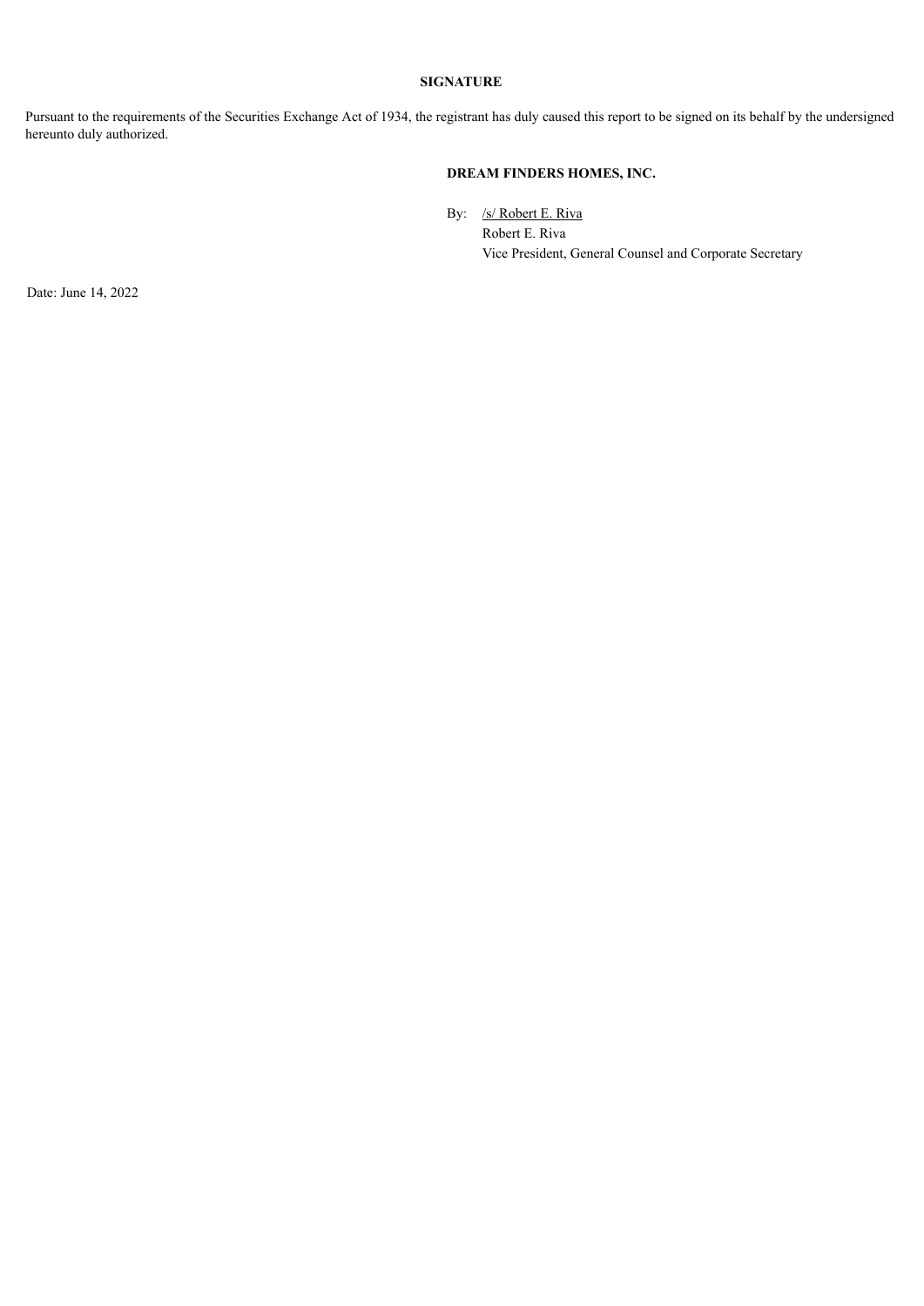## SIGNATURE

Pursuant to the requirements of the Securities Exchange Act of 1934, the registrant has duly caused this report to be signed on its behalf by the undersigned hereunto duly authorized.

**DREAM FINDERS HOMES, INC.**

By: /s/ Robert E. Riva
Robert E. Riva
Vice President, General Counsel and Corporate Secretary

Date: June 14, 2022